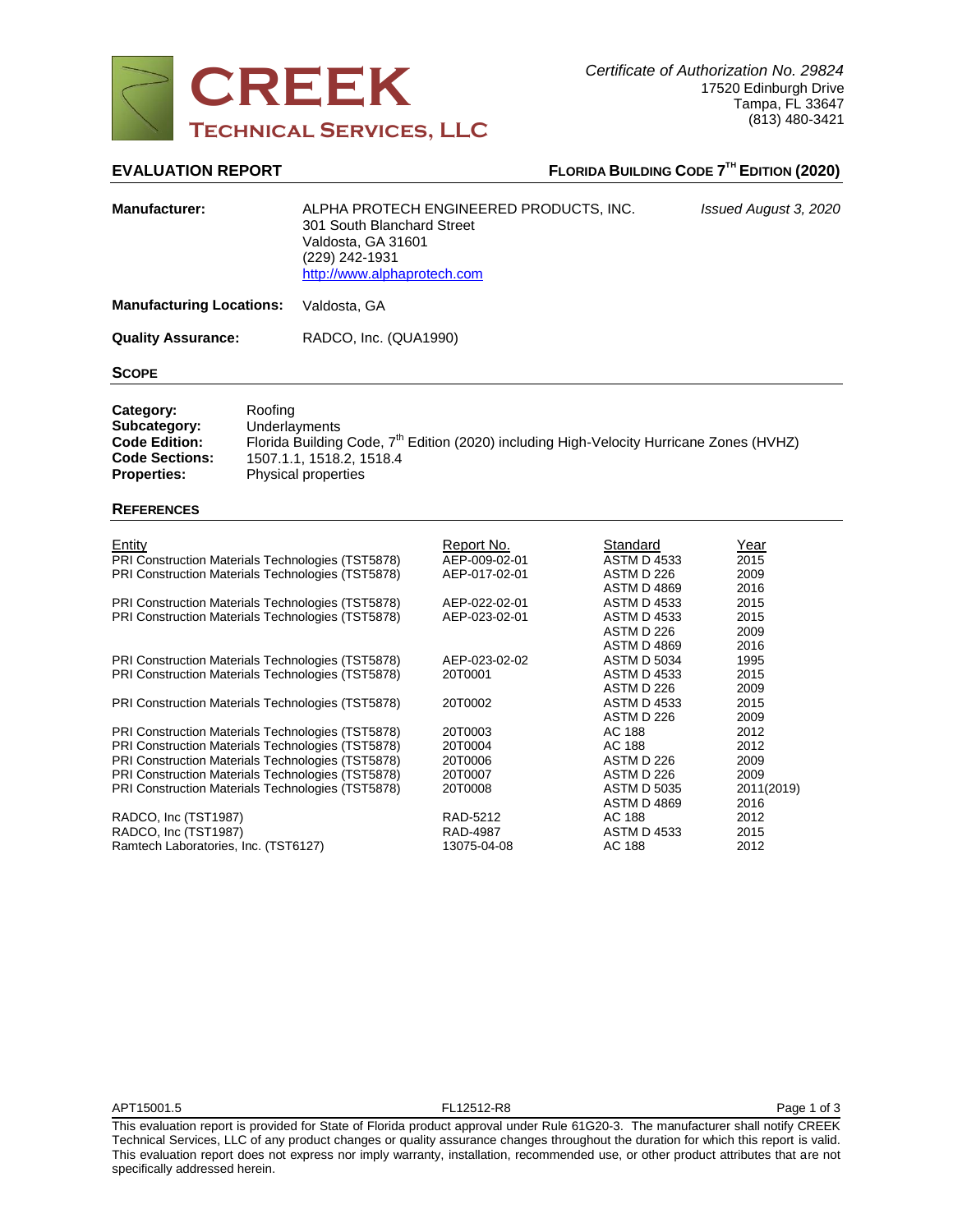# CREEK
## Technical Services, LLC

*Certificate of Authorization No. 29824*
17520 Edinburgh Drive
Tampa, FL 33647
(813) 480-3421

**EVALUATION REPORT** **FLORIDA BUILDING CODE 7TH EDITION (2020)**

| | | |
|---|---|---|
| **Manufacturer:** | ALPHA PROTECH ENGINEERED PRODUCTS, INC.<br>301 South Blanchard Street<br>Valdosta, GA 31601<br>(229) 242-1931<br>http://www.alphaprotech.com | *Issued August 3, 2020* |
| **Manufacturing Locations:** | Valdosta, GA | |
| **Quality Assurance:** | RADCO, Inc. (QUA1990) | |

## SCOPE

| | |
|---|---|
| **Category:** | Roofing |
| **Subcategory:** | Underlayments |
| **Code Edition:** | Florida Building Code, 7th Edition (2020) including High-Velocity Hurricane Zones (HVHZ) |
| **Code Sections:** | 1507.1.1, 1518.2, 1518.4 |
| **Properties:** | Physical properties |

## REFERENCES

| Entity | Report No. | Standard | Year |
|---|---|---|---|
| PRI Construction Materials Technologies (TST5878) | AEP-009-02-01 | ASTM D 4533 | 2015 |
| PRI Construction Materials Technologies (TST5878) | AEP-017-02-01 | ASTM D 226 | 2009 |
| | | ASTM D 4869 | 2016 |
| PRI Construction Materials Technologies (TST5878) | AEP-022-02-01 | ASTM D 4533 | 2015 |
| PRI Construction Materials Technologies (TST5878) | AEP-023-02-01 | ASTM D 4533 | 2015 |
| | | ASTM D 226 | 2009 |
| | | ASTM D 4869 | 2016 |
| PRI Construction Materials Technologies (TST5878) | AEP-023-02-02 | ASTM D 5034 | 1995 |
| PRI Construction Materials Technologies (TST5878) | 20T0001 | ASTM D 4533 | 2015 |
| | | ASTM D 226 | 2009 |
| PRI Construction Materials Technologies (TST5878) | 20T0002 | ASTM D 4533 | 2015 |
| | | ASTM D 226 | 2009 |
| PRI Construction Materials Technologies (TST5878) | 20T0003 | AC 188 | 2012 |
| PRI Construction Materials Technologies (TST5878) | 20T0004 | AC 188 | 2012 |
| PRI Construction Materials Technologies (TST5878) | 20T0006 | ASTM D 226 | 2009 |
| PRI Construction Materials Technologies (TST5878) | 20T0007 | ASTM D 226 | 2009 |
| PRI Construction Materials Technologies (TST5878) | 20T0008 | ASTM D 5035 | 2011(2019) |
| | | ASTM D 4869 | 2016 |
| RADCO, Inc (TST1987) | RAD-5212 | AC 188 | 2012 |
| RADCO, Inc (TST1987) | RAD-4987 | ASTM D 4533 | 2015 |
| Ramtech Laboratories, Inc. (TST6127) | 13075-04-08 | AC 188 | 2012 |

APT15001.5 FL12512-R8

This evaluation report is provided for State of Florida product approval under Rule 61G20-3. The manufacturer shall notify CREEK Technical Services, LLC of any product changes or quality assurance changes throughout the duration for which this report is valid. This evaluation report does not express nor imply warranty, installation, recommended use, or other product attributes that are not specifically addressed herein.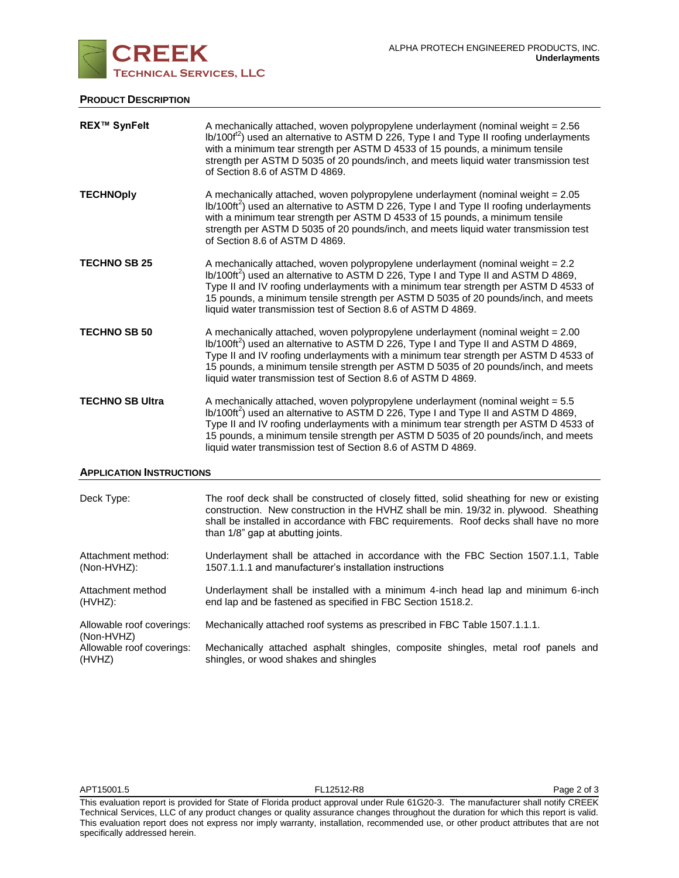## PRODUCT DESCRIPTION

| | |
|---|---|
| **REX™ SynFelt** | A mechanically attached, woven polypropylene underlayment (nominal weight = 2.56 lb/100f$^{t2}$) used an alternative to ASTM D 226, Type I and Type II roofing underlayments with a minimum tear strength per ASTM D 4533 of 15 pounds, a minimum tensile strength per ASTM D 5035 of 20 pounds/inch, and meets liquid water transmission test of Section 8.6 of ASTM D 4869. |
| **TECHNOply** | A mechanically attached, woven polypropylene underlayment (nominal weight = 2.05 lb/100ft$^2$) used an alternative to ASTM D 226, Type I and Type II roofing underlayments with a minimum tear strength per ASTM D 4533 of 15 pounds, a minimum tensile strength per ASTM D 5035 of 20 pounds/inch, and meets liquid water transmission test of Section 8.6 of ASTM D 4869. |
| **TECHNO SB 25** | A mechanically attached, woven polypropylene underlayment (nominal weight = 2.2 lb/100ft$^2$) used an alternative to ASTM D 226, Type I and Type II and ASTM D 4869, Type II and IV roofing underlayments with a minimum tear strength per ASTM D 4533 of 15 pounds, a minimum tensile strength per ASTM D 5035 of 20 pounds/inch, and meets liquid water transmission test of Section 8.6 of ASTM D 4869. |
| **TECHNO SB 50** | A mechanically attached, woven polypropylene underlayment (nominal weight = 2.00 lb/100ft$^2$) used an alternative to ASTM D 226, Type I and Type II and ASTM D 4869, Type II and IV roofing underlayments with a minimum tear strength per ASTM D 4533 of 15 pounds, a minimum tensile strength per ASTM D 5035 of 20 pounds/inch, and meets liquid water transmission test of Section 8.6 of ASTM D 4869. |
| **TECHNO SB Ultra** | A mechanically attached, woven polypropylene underlayment (nominal weight = 5.5 lb/100ft$^2$) used an alternative to ASTM D 226, Type I and Type II and ASTM D 4869, Type II and IV roofing underlayments with a minimum tear strength per ASTM D 4533 of 15 pounds, a minimum tensile strength per ASTM D 5035 of 20 pounds/inch, and meets liquid water transmission test of Section 8.6 of ASTM D 4869. |

## APPLICATION INSTRUCTIONS

| | |
|---|---|
| Deck Type: | The roof deck shall be constructed of closely fitted, solid sheathing for new or existing construction. New construction in the HVHZ shall be min. 19/32 in. plywood. Sheathing shall be installed in accordance with FBC requirements. Roof decks shall have no more than 1/8" gap at abutting joints. |
| Attachment method: (Non-HVHZ): | Underlayment shall be attached in accordance with the FBC Section 1507.1.1, Table 1507.1.1.1 and manufacturer's installation instructions |
| Attachment method (HVHZ): | Underlayment shall be installed with a minimum 4-inch head lap and minimum 6-inch end lap and be fastened as specified in FBC Section 1518.2. |
| Allowable roof coverings: (Non-HVHZ) | Mechanically attached roof systems as prescribed in FBC Table 1507.1.1.1. |
| Allowable roof coverings: (HVHZ) | Mechanically attached asphalt shingles, composite shingles, metal roof panels and shingles, or wood shakes and shingles |

This evaluation report is provided for State of Florida product approval under Rule 61G20-3. The manufacturer shall notify CREEK Technical Services, LLC of any product changes or quality assurance changes throughout the duration for which this report is valid. This evaluation report does not express nor imply warranty, installation, recommended use, or other product attributes that are not specifically addressed herein.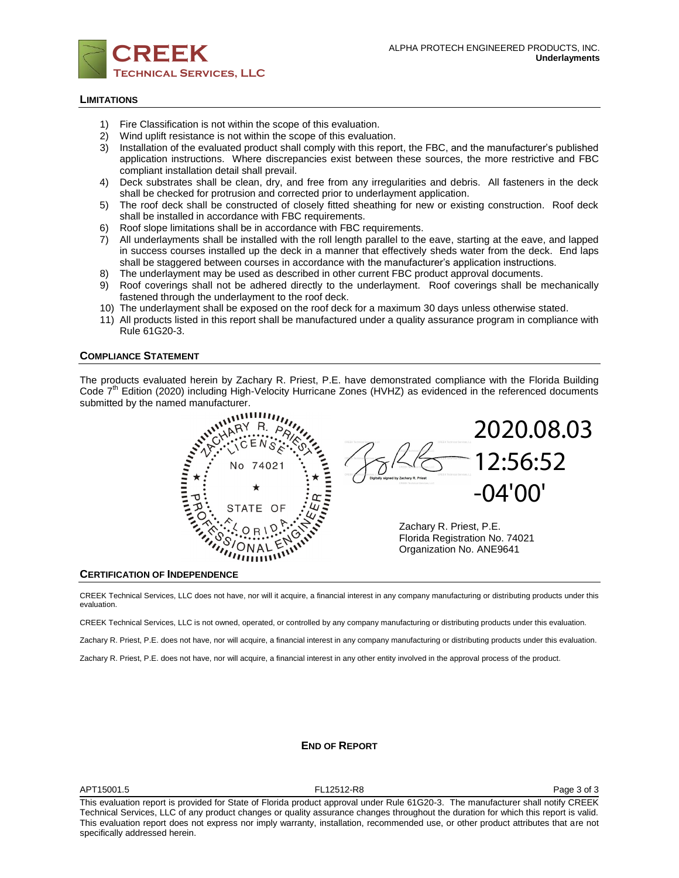## LIMITATIONS

1) Fire Classification is not within the scope of this evaluation.
2) Wind uplift resistance is not within the scope of this evaluation.
3) Installation of the evaluated product shall comply with this report, the FBC, and the manufacturer's published application instructions. Where discrepancies exist between these sources, the more restrictive and FBC compliant installation detail shall prevail.
4) Deck substrates shall be clean, dry, and free from any irregularities and debris. All fasteners in the deck shall be checked for protrusion and corrected prior to underlayment application.
5) The roof deck shall be constructed of closely fitted sheathing for new or existing construction. Roof deck shall be installed in accordance with FBC requirements.
6) Roof slope limitations shall be in accordance with FBC requirements.
7) All underlayments shall be installed with the roll length parallel to the eave, starting at the eave, and lapped in success courses installed up the deck in a manner that effectively sheds water from the deck. End laps shall be staggered between courses in accordance with the manufacturer's application instructions.
8) The underlayment may be used as described in other current FBC product approval documents.
9) Roof coverings shall not be adhered directly to the underlayment. Roof coverings shall be mechanically fastened through the underlayment to the roof deck.
10) The underlayment shall be exposed on the roof deck for a maximum 30 days unless otherwise stated.
11) All products listed in this report shall be manufactured under a quality assurance program in compliance with Rule 61G20-3.

## COMPLIANCE STATEMENT

The products evaluated herein by Zachary R. Priest, P.E. have demonstrated compliance with the Florida Building Code 7th Edition (2020) including High-Velocity Hurricane Zones (HVHZ) as evidenced in the referenced documents submitted by the named manufacturer.

ZACHARY R. PRIEST LICENSE No 74021 STATE OF FLORIDA PROFESSIONAL ENGINEER

Digitally signed by Zachary R. Priest

2020.08.03 12:56:52 -04'00'

Zachary R. Priest, P.E.
Florida Registration No. 74021
Organization No. ANE9641

## CERTIFICATION OF INDEPENDENCE

CREEK Technical Services, LLC does not have, nor will it acquire, a financial interest in any company manufacturing or distributing products under this evaluation.

CREEK Technical Services, LLC is not owned, operated, or controlled by any company manufacturing or distributing products under this evaluation.

Zachary R. Priest, P.E. does not have, nor will acquire, a financial interest in any company manufacturing or distributing products under this evaluation.

Zachary R. Priest, P.E. does not have, nor will acquire, a financial interest in any other entity involved in the approval process of the product.

**END OF REPORT**

This evaluation report is provided for State of Florida product approval under Rule 61G20-3. The manufacturer shall notify CREEK Technical Services, LLC of any product changes or quality assurance changes throughout the duration for which this report is valid. This evaluation report does not express nor imply warranty, installation, recommended use, or other product attributes that are not specifically addressed herein.